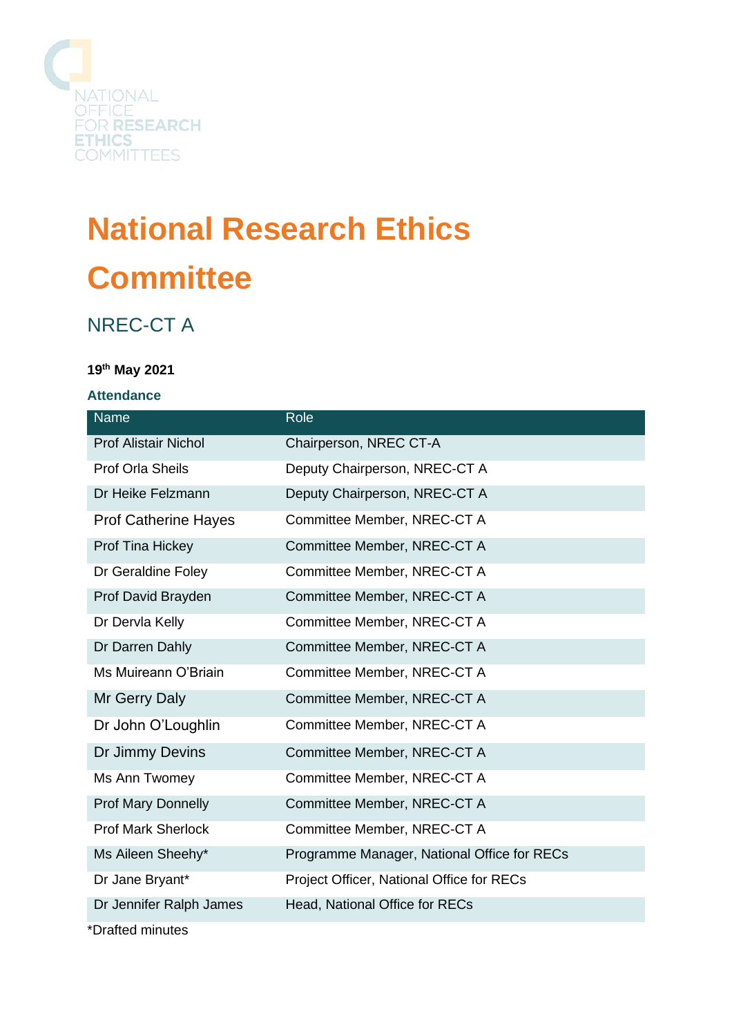NATIONAL OFFICE FOR RESEARCH ETHICS COMMITTEES

# National Research Ethics Committee

## NREC-CT A

**19th May 2021**

### Attendance

| Name | Role |
|---|---|
| Prof Alistair Nichol | Chairperson, NREC CT-A |
| Prof Orla Sheils | Deputy Chairperson, NREC-CT A |
| Dr Heike Felzmann | Deputy Chairperson, NREC-CT A |
| Prof Catherine Hayes | Committee Member, NREC-CT A |
| Prof Tina Hickey | Committee Member, NREC-CT A |
| Dr Geraldine Foley | Committee Member, NREC-CT A |
| Prof David Brayden | Committee Member, NREC-CT A |
| Dr Dervla Kelly | Committee Member, NREC-CT A |
| Dr Darren Dahly | Committee Member, NREC-CT A |
| Ms Muireann O'Briain | Committee Member, NREC-CT A |
| Mr Gerry Daly | Committee Member, NREC-CT A |
| Dr John O'Loughlin | Committee Member, NREC-CT A |
| Dr Jimmy Devins | Committee Member, NREC-CT A |
| Ms Ann Twomey | Committee Member, NREC-CT A |
| Prof Mary Donnelly | Committee Member, NREC-CT A |
| Prof Mark Sherlock | Committee Member, NREC-CT A |
| Ms Aileen Sheehy* | Programme Manager, National Office for RECs |
| Dr Jane Bryant* | Project Officer, National Office for RECs |
| Dr Jennifer Ralph James | Head, National Office for RECs |

*Drafted minutes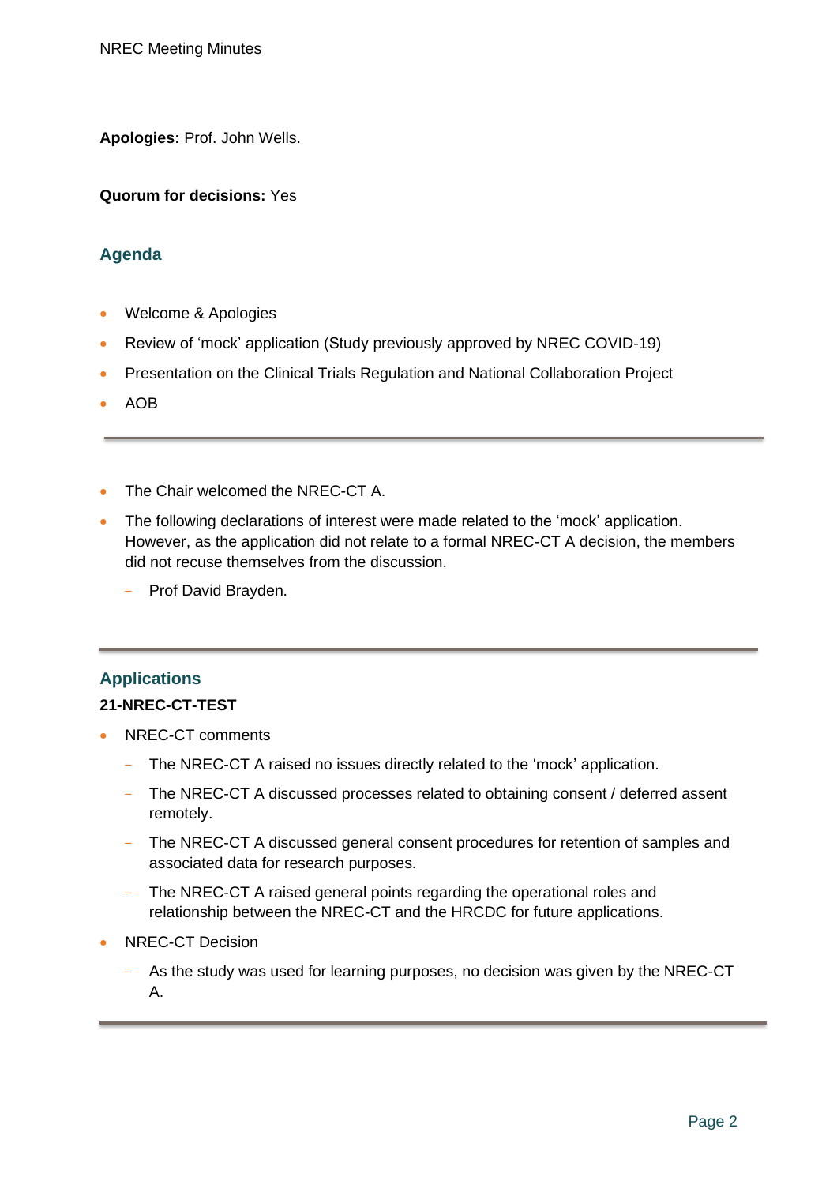**Apologies:** Prof. John Wells.

**Quorum for decisions:** Yes

## Agenda

- Welcome & Apologies
- Review of 'mock' application (Study previously approved by NREC COVID-19)
- Presentation on the Clinical Trials Regulation and National Collaboration Project
- AOB

---

- The Chair welcomed the NREC-CT A.
- The following declarations of interest were made related to the 'mock' application. However, as the application did not relate to a formal NREC-CT A decision, the members did not recuse themselves from the discussion.
  - Prof David Brayden.

---

## Applications

### 21-NREC-CT-TEST

- NREC-CT comments
  - The NREC-CT A raised no issues directly related to the 'mock' application.
  - The NREC-CT A discussed processes related to obtaining consent / deferred assent remotely.
  - The NREC-CT A discussed general consent procedures for retention of samples and associated data for research purposes.
  - The NREC-CT A raised general points regarding the operational roles and relationship between the NREC-CT and the HRCDC for future applications.
- NREC-CT Decision
  - As the study was used for learning purposes, no decision was given by the NREC-CT A.

---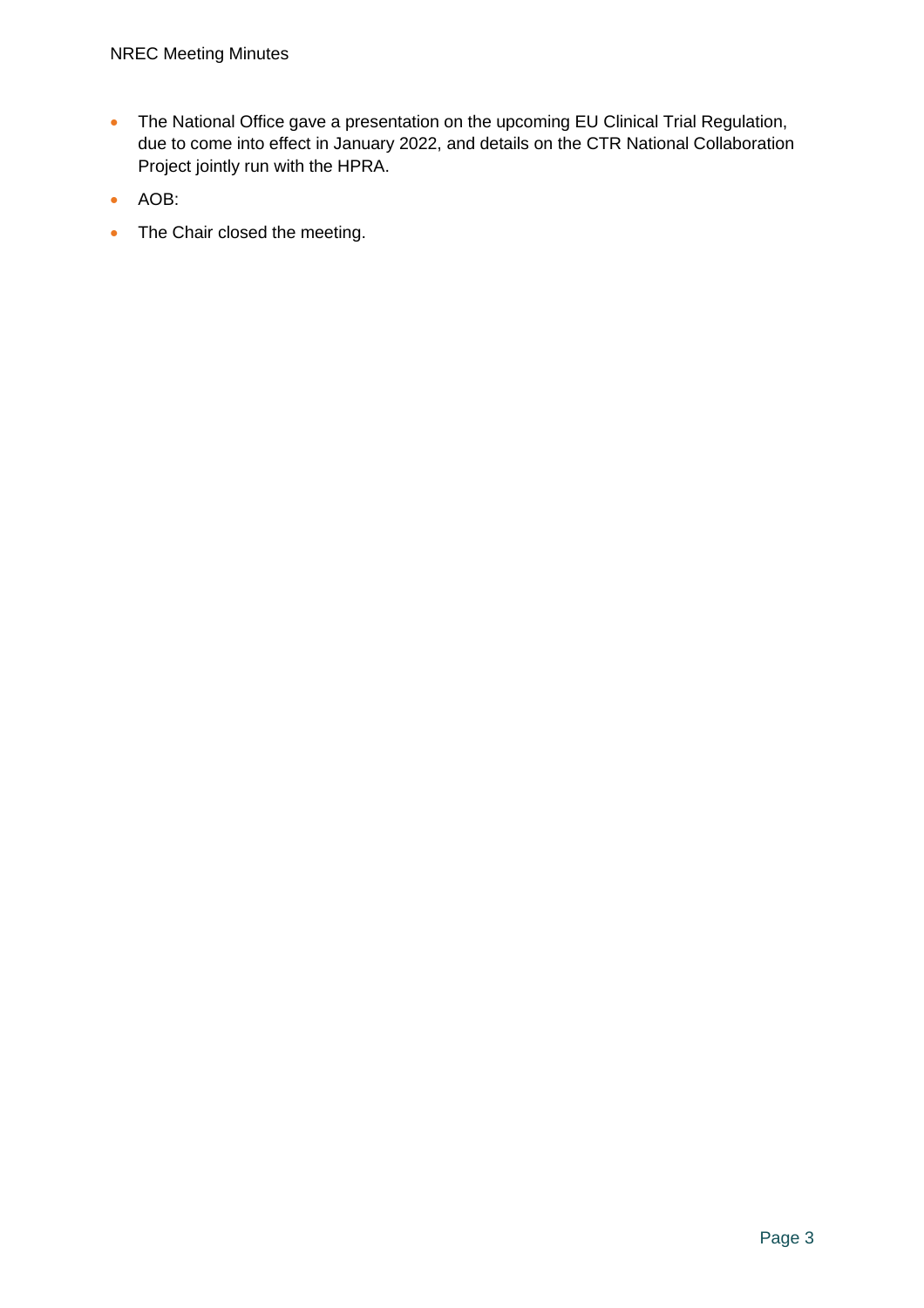- The National Office gave a presentation on the upcoming EU Clinical Trial Regulation, due to come into effect in January 2022, and details on the CTR National Collaboration Project jointly run with the HPRA.
- AOB:
- The Chair closed the meeting.